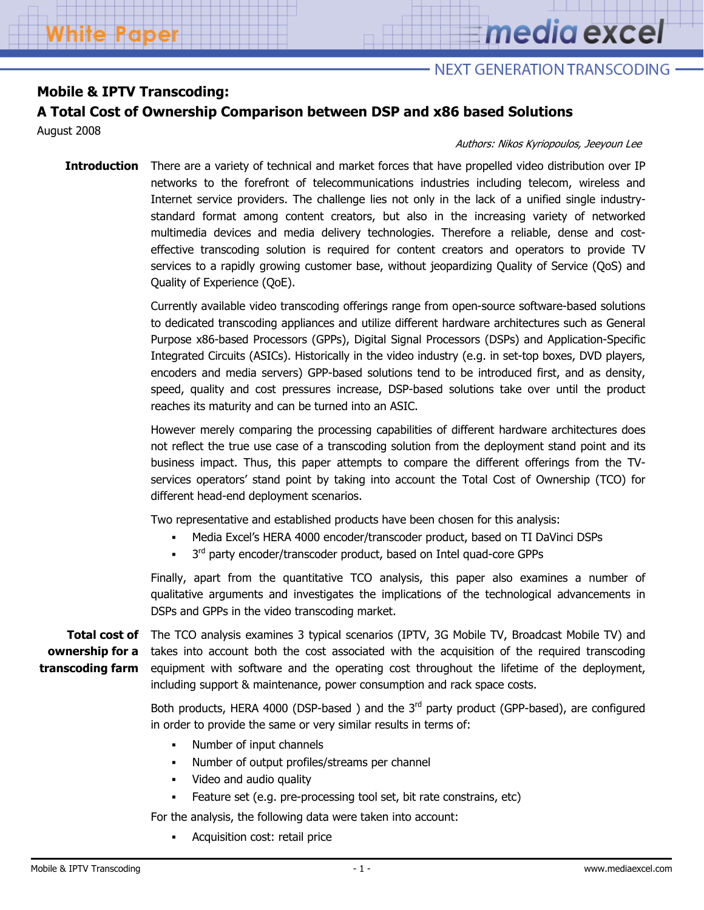# Mobile & IPTV Transcoding:

## A Total Cost of Ownership Comparison between DSP and x86 based Solutions

August 2008

*Authors: Nikos Kyriopoulos, Jeeyoun Lee*

### Introduction

There are a variety of technical and market forces that have propelled video distribution over IP networks to the forefront of telecommunications industries including telecom, wireless and Internet service providers. The challenge lies not only in the lack of a unified single industry-standard format among content creators, but also in the increasing variety of networked multimedia devices and media delivery technologies. Therefore a reliable, dense and cost-effective transcoding solution is required for content creators and operators to provide TV services to a rapidly growing customer base, without jeopardizing Quality of Service (QoS) and Quality of Experience (QoE).

Currently available video transcoding offerings range from open-source software-based solutions to dedicated transcoding appliances and utilize different hardware architectures such as General Purpose x86-based Processors (GPPs), Digital Signal Processors (DSPs) and Application-Specific Integrated Circuits (ASICs). Historically in the video industry (e.g. in set-top boxes, DVD players, encoders and media servers) GPP-based solutions tend to be introduced first, and as density, speed, quality and cost pressures increase, DSP-based solutions take over until the product reaches its maturity and can be turned into an ASIC.

However merely comparing the processing capabilities of different hardware architectures does not reflect the true use case of a transcoding solution from the deployment stand point and its business impact. Thus, this paper attempts to compare the different offerings from the TV-services operators' stand point by taking into account the Total Cost of Ownership (TCO) for different head-end deployment scenarios.

Two representative and established products have been chosen for this analysis:

- Media Excel's HERA 4000 encoder/transcoder product, based on TI DaVinci DSPs
- 3rd party encoder/transcoder product, based on Intel quad-core GPPs

Finally, apart from the quantitative TCO analysis, this paper also examines a number of qualitative arguments and investigates the implications of the technological advancements in DSPs and GPPs in the video transcoding market.

### Total cost of ownership for a transcoding farm

The TCO analysis examines 3 typical scenarios (IPTV, 3G Mobile TV, Broadcast Mobile TV) and takes into account both the cost associated with the acquisition of the required transcoding equipment with software and the operating cost throughout the lifetime of the deployment, including support & maintenance, power consumption and rack space costs.

Both products, HERA 4000 (DSP-based ) and the 3rd party product (GPP-based), are configured in order to provide the same or very similar results in terms of:

- Number of input channels
- Number of output profiles/streams per channel
- Video and audio quality
- Feature set (e.g. pre-processing tool set, bit rate constrains, etc)

For the analysis, the following data were taken into account:

- Acquisition cost: retail price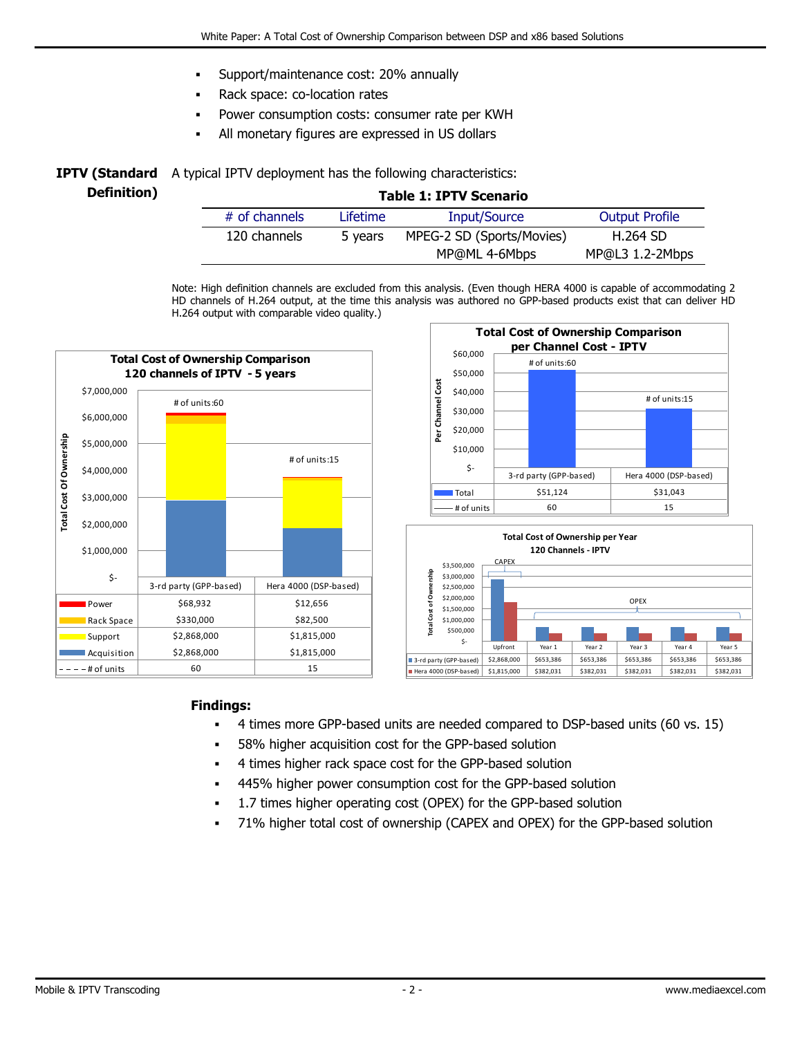- Support/maintenance cost: 20% annually
- Rack space: co-location rates
- Power consumption costs: consumer rate per KWH
- All monetary figures are expressed in US dollars

## IPTV (Standard Definition)

A typical IPTV deployment has the following characteristics:

**Table 1: IPTV Scenario**

| # of channels | Lifetime | Input/Source | Output Profile |
|---|---|---|---|
| 120 channels | 5 years | MPEG-2 SD (Sports/Movies) MP@ML 4-6Mbps | H.264 SD MP@L3 1.2-2Mbps |

Note: High definition channels are excluded from this analysis. (Even though HERA 4000 is capable of accommodating 2 HD channels of H.264 output, at the time this analysis was authored no GPP-based products exist that can deliver HD H.264 output with comparable video quality.)

**Total Cost of Ownership Comparison 120 channels of IPTV - 5 years**

| | 3-rd party (GPP-based) | Hera 4000 (DSP-based) |
|---|---|---|
| Power | $68,932 | $12,656 |
| Rack Space | $330,000 | $82,500 |
| Support | $2,868,000 | $1,815,000 |
| Acquisition | $2,868,000 | $1,815,000 |
| # of units | 60 | 15 |

**Total Cost of Ownership Comparison per Channel Cost - IPTV**

| | 3-rd party (GPP-based) | Hera 4000 (DSP-based) |
|---|---|---|
| Total | $51,124 | $31,043 |
| # of units | 60 | 15 |

**Total Cost of Ownership per Year 120 Channels - IPTV**

| | Upfront (CAPEX) | Year 1 | Year 2 | Year 3 | Year 4 | Year 5 |
|---|---|---|---|---|---|---|
| 3-rd party (GPP-based) | $2,868,000 | $653,386 | $653,386 | $653,386 | $653,386 | $653,386 |
| Hera 4000 (DSP-based) | $1,815,000 | $382,031 | $382,031 | $382,031 | $382,031 | $382,031 |

Years 1–5: OPEX

**Findings:**

- 4 times more GPP-based units are needed compared to DSP-based units (60 vs. 15)
- 58% higher acquisition cost for the GPP-based solution
- 4 times higher rack space cost for the GPP-based solution
- 445% higher power consumption cost for the GPP-based solution
- 1.7 times higher operating cost (OPEX) for the GPP-based solution
- 71% higher total cost of ownership (CAPEX and OPEX) for the GPP-based solution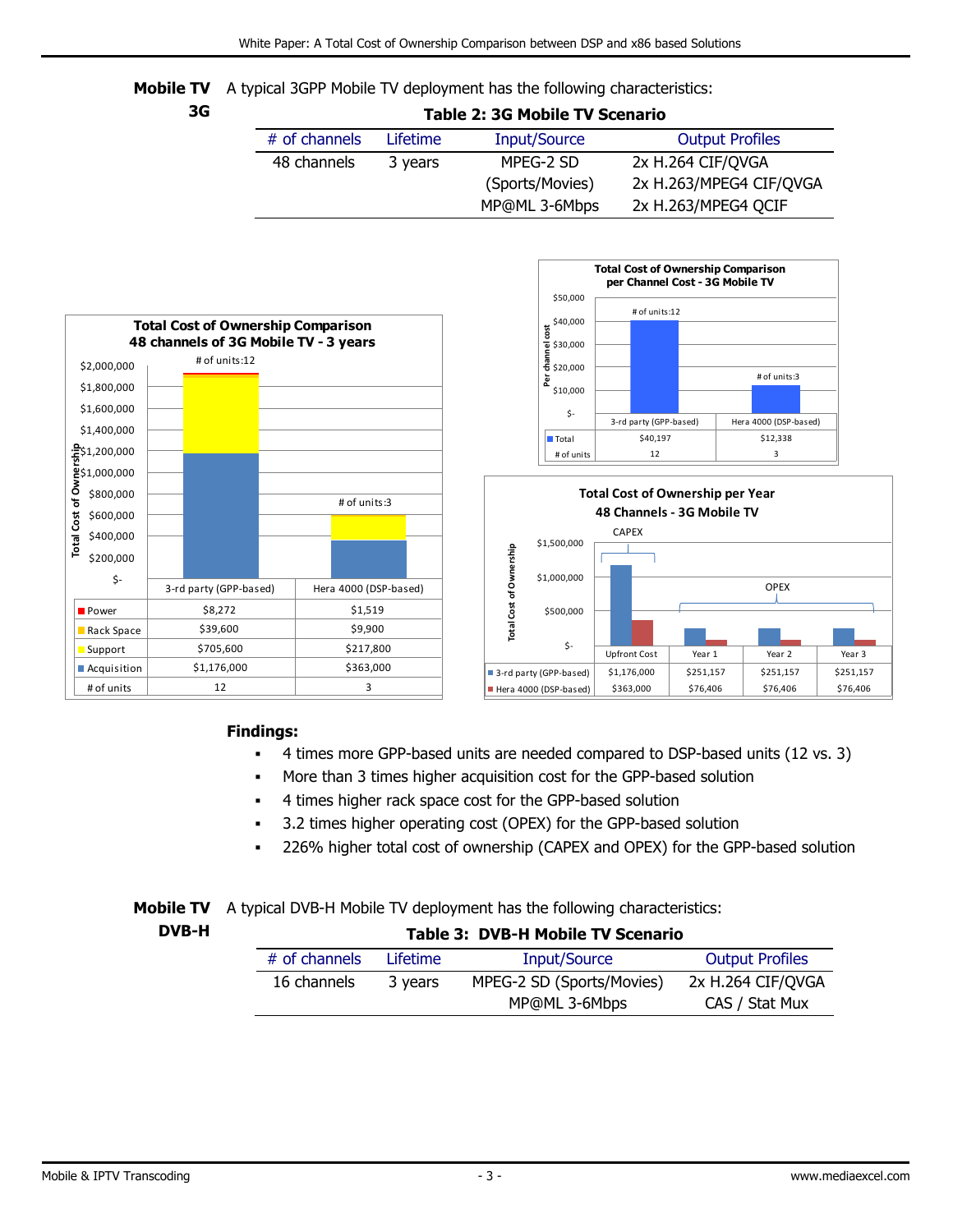**Mobile TV 3G**

A typical 3GPP Mobile TV deployment has the following characteristics:

**Table 2: 3G Mobile TV Scenario**

| # of channels | Lifetime | Input/Source | Output Profiles |
|---|---|---|---|
| 48 channels | 3 years | MPEG-2 SD (Sports/Movies) MP@ML 3-6Mbps | 2x H.264 CIF/QVGA<br>2x H.263/MPEG4 CIF/QVGA<br>2x H.263/MPEG4 QCIF |

**Total Cost of Ownership Comparison 48 channels of 3G Mobile TV - 3 years**

| | 3-rd party (GPP-based) | Hera 4000 (DSP-based) |
|---|---|---|
| Power | $8,272 | $1,519 |
| Rack Space | $39,600 | $9,900 |
| Support | $705,600 | $217,800 |
| Acquisition | $1,176,000 | $363,000 |
| # of units | 12 | 3 |

**Total Cost of Ownership Comparison per Channel Cost - 3G Mobile TV**

| | 3-rd party (GPP-based) | Hera 4000 (DSP-based) |
|---|---|---|
| Total | $40,197 | $12,338 |
| # of units | 12 | 3 |

**Total Cost of Ownership per Year 48 Channels - 3G Mobile TV**

| | Upfront Cost (CAPEX) | Year 1 (OPEX) | Year 2 (OPEX) | Year 3 (OPEX) |
|---|---|---|---|---|
| 3-rd party (GPP-based) | $1,176,000 | $251,157 | $251,157 | $251,157 |
| Hera 4000 (DSP-based) | $363,000 | $76,406 | $76,406 | $76,406 |

**Findings:**

- 4 times more GPP-based units are needed compared to DSP-based units (12 vs. 3)
- More than 3 times higher acquisition cost for the GPP-based solution
- 4 times higher rack space cost for the GPP-based solution
- 3.2 times higher operating cost (OPEX) for the GPP-based solution
- 226% higher total cost of ownership (CAPEX and OPEX) for the GPP-based solution

**Mobile TV DVB-H**

A typical DVB-H Mobile TV deployment has the following characteristics:

**Table 3: DVB-H Mobile TV Scenario**

| # of channels | Lifetime | Input/Source | Output Profiles |
|---|---|---|---|
| 16 channels | 3 years | MPEG-2 SD (Sports/Movies) MP@ML 3-6Mbps | 2x H.264 CIF/QVGA<br>CAS / Stat Mux |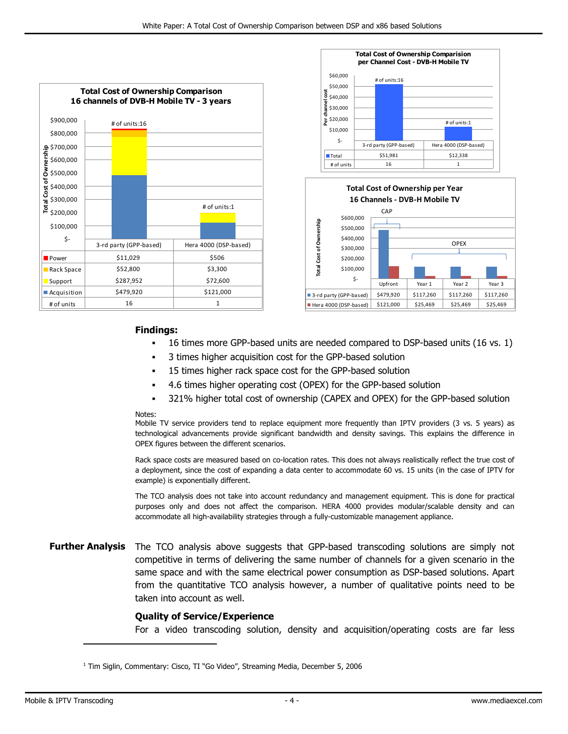**Total Cost of Ownership Comparison**
**16 channels of DVB-H Mobile TV - 3 years**

| | 3-rd party (GPP-based) | Hera 4000 (DSP-based) |
|---|---|---|
| Power | $11,029 | $506 |
| Rack Space | $52,800 | $3,300 |
| Support | $287,952 | $72,600 |
| Acquisition | $479,920 | $121,000 |
| # of units | 16 | 1 |

**Total Cost of Ownership Comparision**
**per Channel Cost - DVB-H Mobile TV**

| | 3-rd party (GPP-based) | Hera 4000 (DSP-based) |
|---|---|---|
| Total | $51,981 | $12,338 |
| # of units | 16 | 1 |

**Total Cost of Ownership per Year**
**16 Channels - DVB-H Mobile TV**

| | Upfront (CAP) | Year 1 (OPEX) | Year 2 (OPEX) | Year 3 (OPEX) |
|---|---|---|---|---|
| 3-rd party (GPP-based) | $479,920 | $117,260 | $117,260 | $117,260 |
| Hera 4000 (DSP-based) | $121,000 | $25,469 | $25,469 | $25,469 |

**Findings:**

- 16 times more GPP-based units are needed compared to DSP-based units (16 vs. 1)
- 3 times higher acquisition cost for the GPP-based solution
- 15 times higher rack space cost for the GPP-based solution
- 4.6 times higher operating cost (OPEX) for the GPP-based solution
- 321% higher total cost of ownership (CAPEX and OPEX) for the GPP-based solution

Notes:
Mobile TV service providers tend to replace equipment more frequently than IPTV providers (3 vs. 5 years) as technological advancements provide significant bandwidth and density savings. This explains the difference in OPEX figures between the different scenarios.

Rack space costs are measured based on co-location rates. This does not always realistically reflect the true cost of a deployment, since the cost of expanding a data center to accommodate 60 vs. 15 units (in the case of IPTV for example) is exponentially different.

The TCO analysis does not take into account redundancy and management equipment. This is done for practical purposes only and does not affect the comparison. HERA 4000 provides modular/scalable density and can accommodate all high-availability strategies through a fully-customizable management appliance.

## Further Analysis

The TCO analysis above suggests that GPP-based transcoding solutions are simply not competitive in terms of delivering the same number of channels for a given scenario in the same space and with the same electrical power consumption as DSP-based solutions. Apart from the quantitative TCO analysis however, a number of qualitative points need to be taken into account as well.

### Quality of Service/Experience

For a video transcoding solution, density and acquisition/operating costs are far less

[1] Tim Siglin, Commentary: Cisco, TI "Go Video", Streaming Media, December 5, 2006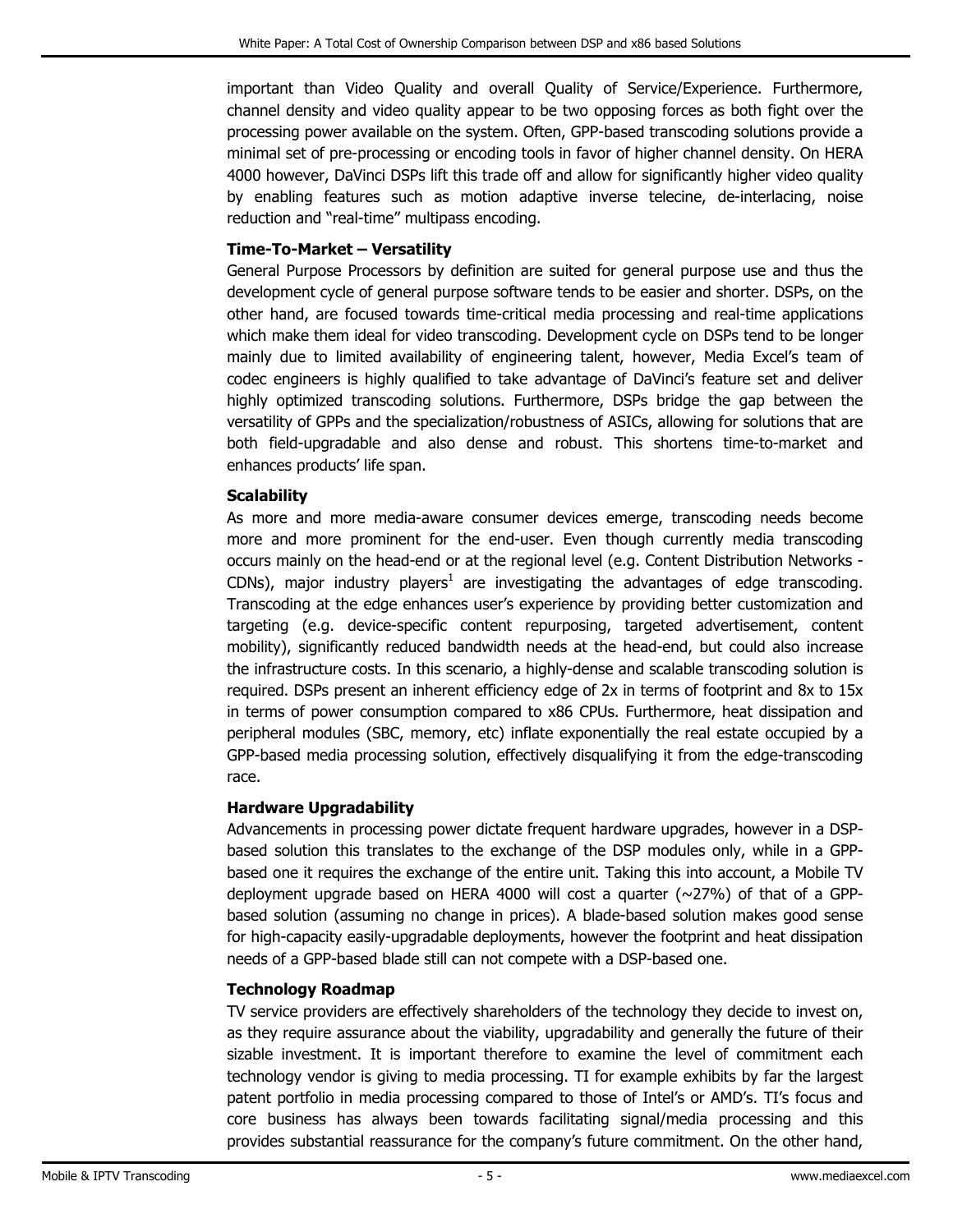important than Video Quality and overall Quality of Service/Experience. Furthermore, channel density and video quality appear to be two opposing forces as both fight over the processing power available on the system. Often, GPP-based transcoding solutions provide a minimal set of pre-processing or encoding tools in favor of higher channel density. On HERA 4000 however, DaVinci DSPs lift this trade off and allow for significantly higher video quality by enabling features such as motion adaptive inverse telecine, de-interlacing, noise reduction and "real-time" multipass encoding.

**Time-To-Market – Versatility**

General Purpose Processors by definition are suited for general purpose use and thus the development cycle of general purpose software tends to be easier and shorter. DSPs, on the other hand, are focused towards time-critical media processing and real-time applications which make them ideal for video transcoding. Development cycle on DSPs tend to be longer mainly due to limited availability of engineering talent, however, Media Excel's team of codec engineers is highly qualified to take advantage of DaVinci's feature set and deliver highly optimized transcoding solutions. Furthermore, DSPs bridge the gap between the versatility of GPPs and the specialization/robustness of ASICs, allowing for solutions that are both field-upgradable and also dense and robust. This shortens time-to-market and enhances products' life span.

**Scalability**

As more and more media-aware consumer devices emerge, transcoding needs become more and more prominent for the end-user. Even though currently media transcoding occurs mainly on the head-end or at the regional level (e.g. Content Distribution Networks - CDNs), major industry players[1] are investigating the advantages of edge transcoding. Transcoding at the edge enhances user's experience by providing better customization and targeting (e.g. device-specific content repurposing, targeted advertisement, content mobility), significantly reduced bandwidth needs at the head-end, but could also increase the infrastructure costs. In this scenario, a highly-dense and scalable transcoding solution is required. DSPs present an inherent efficiency edge of 2x in terms of footprint and 8x to 15x in terms of power consumption compared to x86 CPUs. Furthermore, heat dissipation and peripheral modules (SBC, memory, etc) inflate exponentially the real estate occupied by a GPP-based media processing solution, effectively disqualifying it from the edge-transcoding race.

**Hardware Upgradability**

Advancements in processing power dictate frequent hardware upgrades, however in a DSP-based solution this translates to the exchange of the DSP modules only, while in a GPP-based one it requires the exchange of the entire unit. Taking this into account, a Mobile TV deployment upgrade based on HERA 4000 will cost a quarter (~27%) of that of a GPP-based solution (assuming no change in prices). A blade-based solution makes good sense for high-capacity easily-upgradable deployments, however the footprint and heat dissipation needs of a GPP-based blade still can not compete with a DSP-based one.

**Technology Roadmap**

TV service providers are effectively shareholders of the technology they decide to invest on, as they require assurance about the viability, upgradability and generally the future of their sizable investment. It is important therefore to examine the level of commitment each technology vendor is giving to media processing. TI for example exhibits by far the largest patent portfolio in media processing compared to those of Intel's or AMD's. TI's focus and core business has always been towards facilitating signal/media processing and this provides substantial reassurance for the company's future commitment. On the other hand,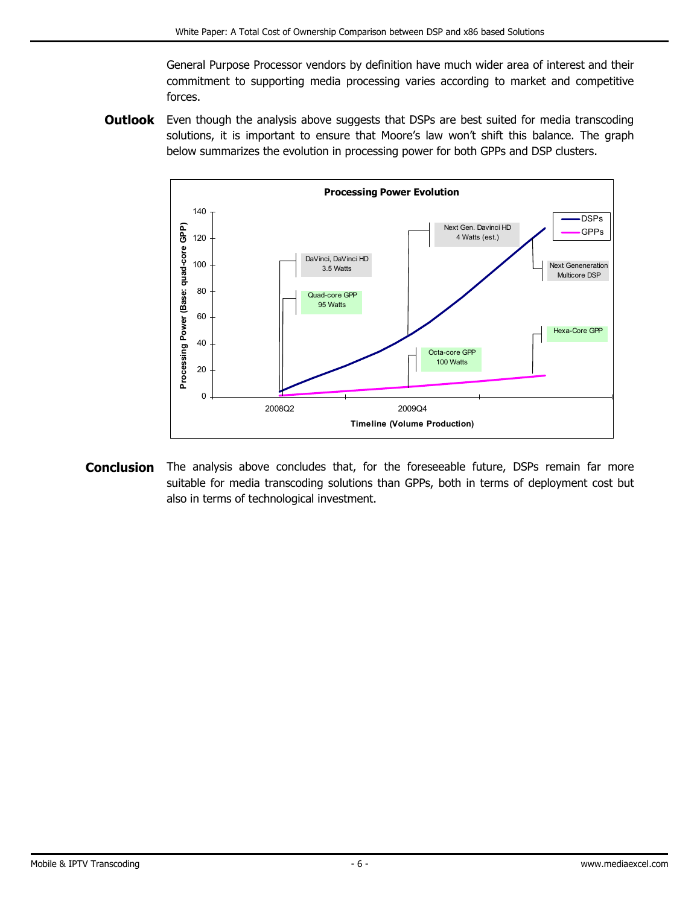General Purpose Processor vendors by definition have much wider area of interest and their commitment to supporting media processing varies according to market and competitive forces.

**Outlook** Even though the analysis above suggests that DSPs are best suited for media transcoding solutions, it is important to ensure that Moore's law won't shift this balance. The graph below summarizes the evolution in processing power for both GPPs and DSP clusters.

Processing Power Evolution

Processing Power (Base: quad-core GPP)

140
120
100
80
60
40
20
0

2008Q2
2009Q4

Timeline (Volume Production)

DSPs
GPPs

DaVinci, DaVinci HD
3.5 Watts

Quad-core GPP
95 Watts

Next Gen. Davinci HD
4 Watts (est.)

Octa-core GPP
100 Watts

Next Geneneration
Multicore DSP

Hexa-Core GPP

**Conclusion** The analysis above concludes that, for the foreseeable future, DSPs remain far more suitable for media transcoding solutions than GPPs, both in terms of deployment cost but also in terms of technological investment.